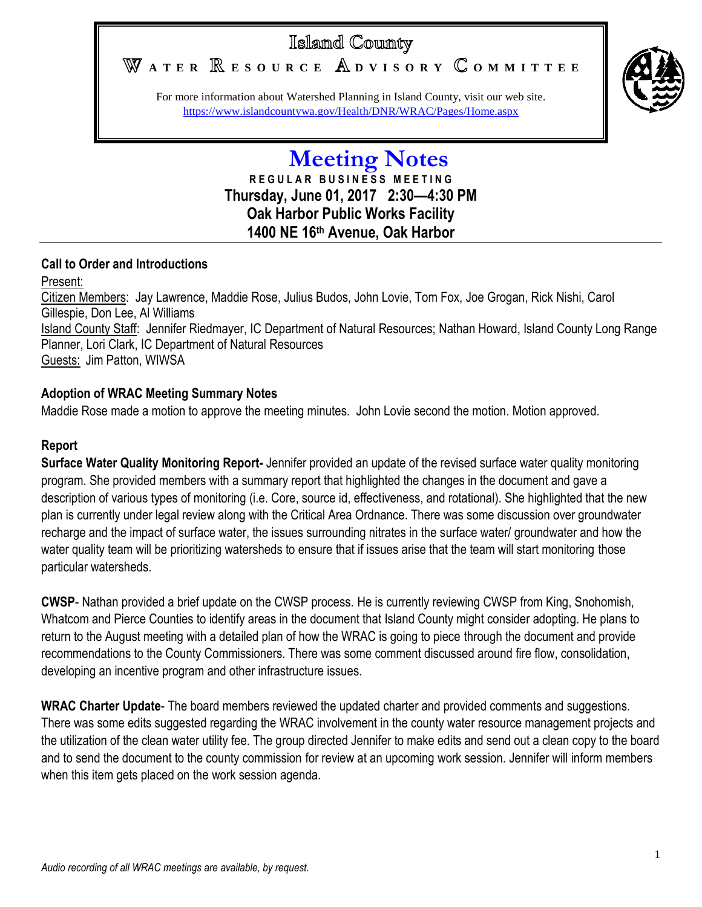# Island County

## WATER RESOURCE ADVISORY COMMITTEE

For more information about Watershed Planning in Island County, visit our web site.
https://www.islandcountywa.gov/Health/DNR/WRAC/Pages/Home.aspx

# Meeting Notes

**REGULAR BUSINESS MEETING**
**Thursday, June 01, 2017 2:30—4:30 PM**
**Oak Harbor Public Works Facility**
**1400 NE 16th Avenue, Oak Harbor**

### Call to Order and Introductions

Present:

Citizen Members: Jay Lawrence, Maddie Rose, Julius Budos, John Lovie, Tom Fox, Joe Grogan, Rick Nishi, Carol Gillespie, Don Lee, Al Williams

Island County Staff: Jennifer Riedmayer, IC Department of Natural Resources; Nathan Howard, Island County Long Range Planner, Lori Clark, IC Department of Natural Resources

Guests: Jim Patton, WIWSA

### Adoption of WRAC Meeting Summary Notes

Maddie Rose made a motion to approve the meeting minutes. John Lovie second the motion. Motion approved.

### Report

**Surface Water Quality Monitoring Report-** Jennifer provided an update of the revised surface water quality monitoring program. She provided members with a summary report that highlighted the changes in the document and gave a description of various types of monitoring (i.e. Core, source id, effectiveness, and rotational). She highlighted that the new plan is currently under legal review along with the Critical Area Ordnance. There was some discussion over groundwater recharge and the impact of surface water, the issues surrounding nitrates in the surface water/ groundwater and how the water quality team will be prioritizing watersheds to ensure that if issues arise that the team will start monitoring those particular watersheds.

**CWSP**- Nathan provided a brief update on the CWSP process. He is currently reviewing CWSP from King, Snohomish, Whatcom and Pierce Counties to identify areas in the document that Island County might consider adopting. He plans to return to the August meeting with a detailed plan of how the WRAC is going to piece through the document and provide recommendations to the County Commissioners. There was some comment discussed around fire flow, consolidation, developing an incentive program and other infrastructure issues.

**WRAC Charter Update**- The board members reviewed the updated charter and provided comments and suggestions. There was some edits suggested regarding the WRAC involvement in the county water resource management projects and the utilization of the clean water utility fee. The group directed Jennifer to make edits and send out a clean copy to the board and to send the document to the county commission for review at an upcoming work session. Jennifer will inform members when this item gets placed on the work session agenda.

*Audio recording of all WRAC meetings are available, by request.*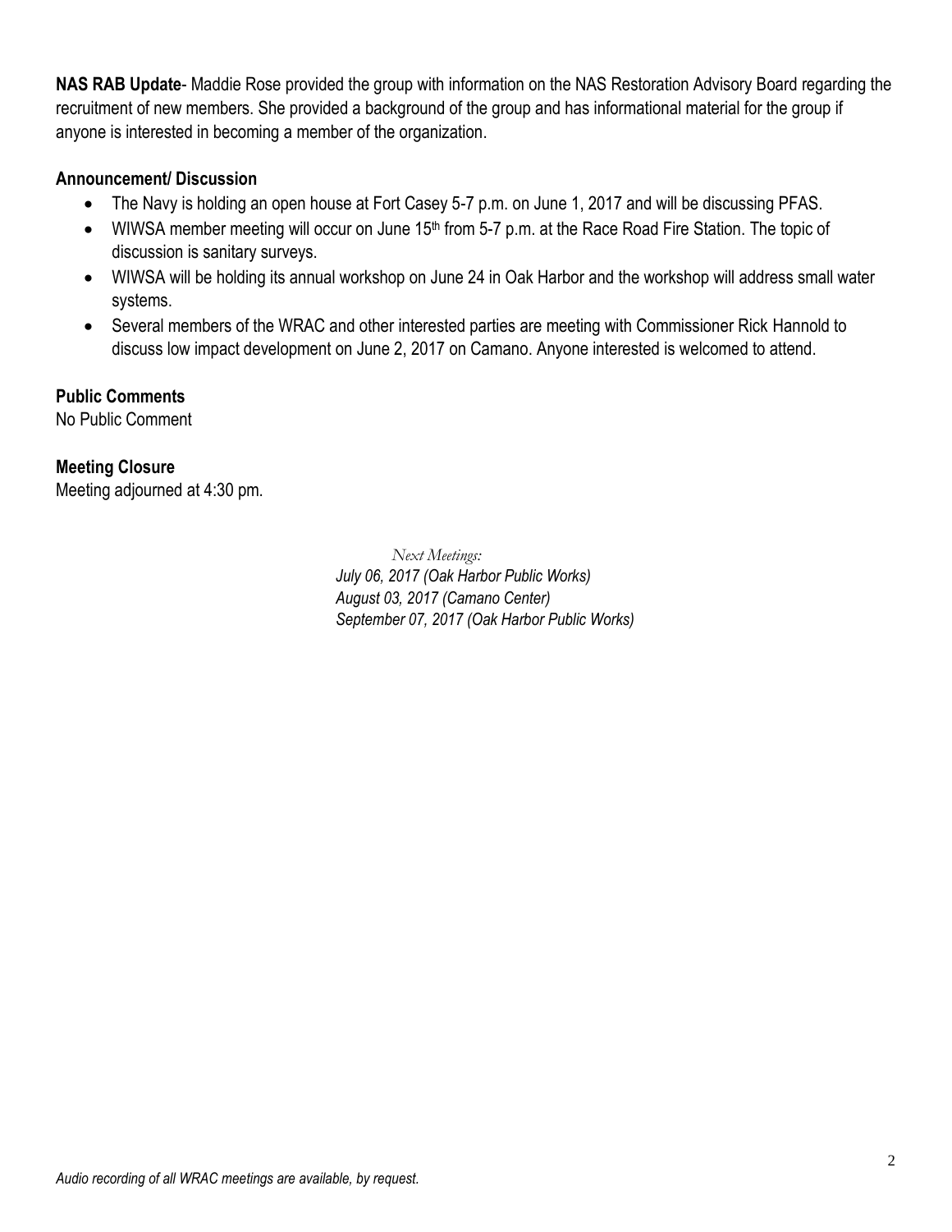**NAS RAB Update**- Maddie Rose provided the group with information on the NAS Restoration Advisory Board regarding the recruitment of new members. She provided a background of the group and has informational material for the group if anyone is interested in becoming a member of the organization.

**Announcement/ Discussion**

- The Navy is holding an open house at Fort Casey 5-7 p.m. on June 1, 2017 and will be discussing PFAS.
- WIWSA member meeting will occur on June 15th from 5-7 p.m. at the Race Road Fire Station. The topic of discussion is sanitary surveys.
- WIWSA will be holding its annual workshop on June 24 in Oak Harbor and the workshop will address small water systems.
- Several members of the WRAC and other interested parties are meeting with Commissioner Rick Hannold to discuss low impact development on June 2, 2017 on Camano. Anyone interested is welcomed to attend.

**Public Comments**

No Public Comment

**Meeting Closure**

Meeting adjourned at 4:30 pm.

*Next Meetings:*
*July 06, 2017 (Oak Harbor Public Works)*
*August 03, 2017 (Camano Center)*
*September 07, 2017 (Oak Harbor Public Works)*

*Audio recording of all WRAC meetings are available, by request.*